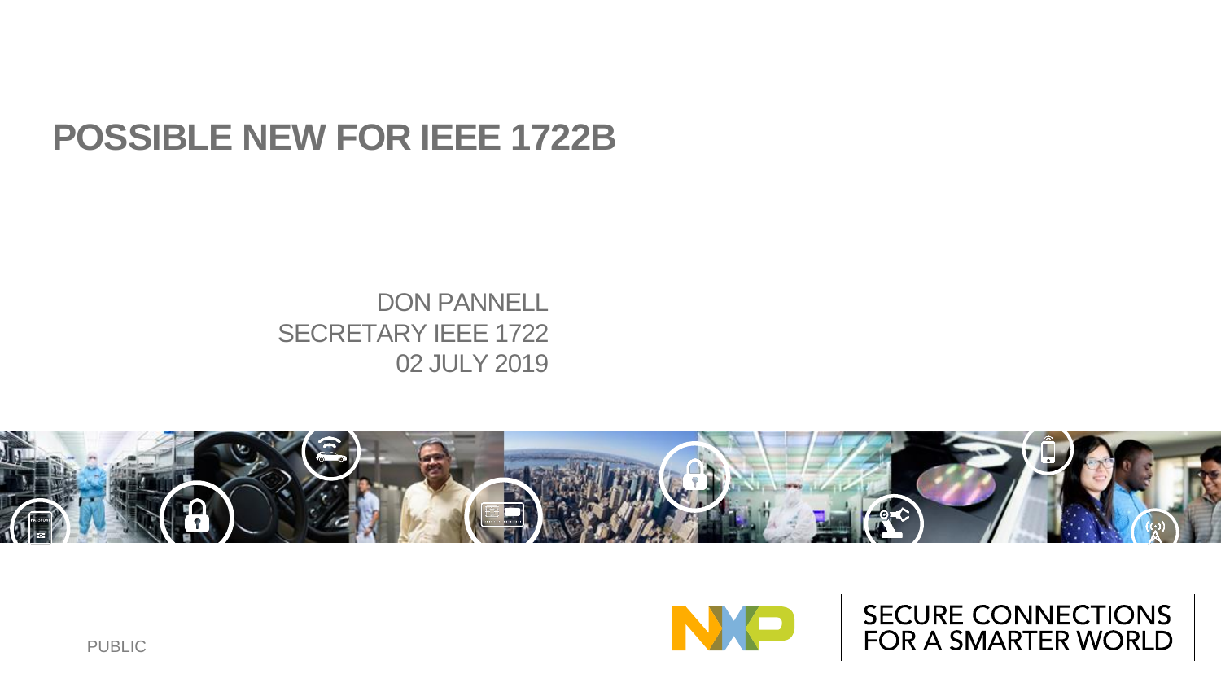# POSSIBLE NEW FOR IEEE 1722B

DON PANNELL
SECRETARY IEEE 1722
02 JULY 2019

SECURE CONNECTIONS
FOR A SMARTER WORLD

PUBLIC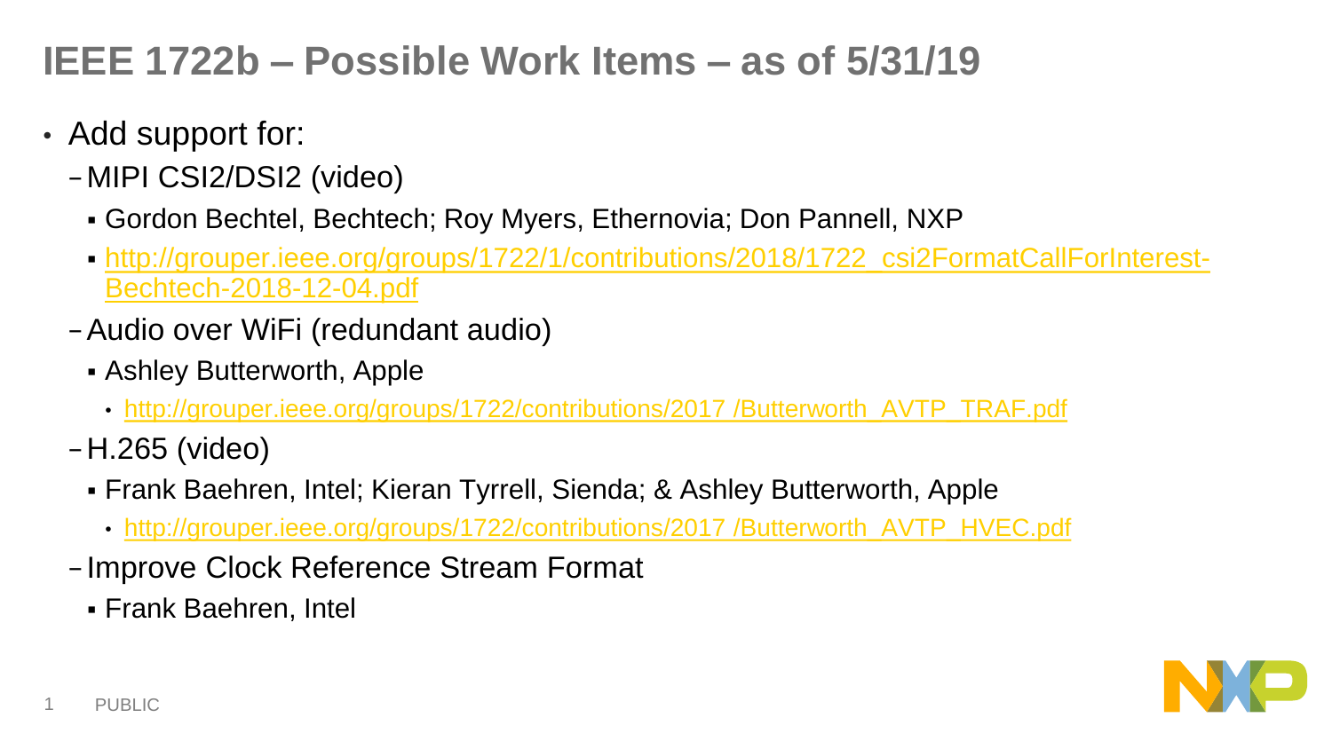# IEEE 1722b – Possible Work Items – as of 5/31/19

- Add support for:
  - MIPI CSI2/DSI2 (video)
    - Gordon Bechtel, Bechtech; Roy Myers, Ethernovia; Don Pannell, NXP
    - http://grouper.ieee.org/groups/1722/1/contributions/2018/1722_csi2FormatCallForInterest-Bechtech-2018-12-04.pdf
  - Audio over WiFi (redundant audio)
    - Ashley Butterworth, Apple
      - http://grouper.ieee.org/groups/1722/contributions/2017 /Butterworth_AVTP_TRAF.pdf
  - H.265 (video)
    - Frank Baehren, Intel; Kieran Tyrrell, Sienda; & Ashley Butterworth, Apple
      - http://grouper.ieee.org/groups/1722/contributions/2017 /Butterworth_AVTP_HVEC.pdf
  - Improve Clock Reference Stream Format
    - Frank Baehren, Intel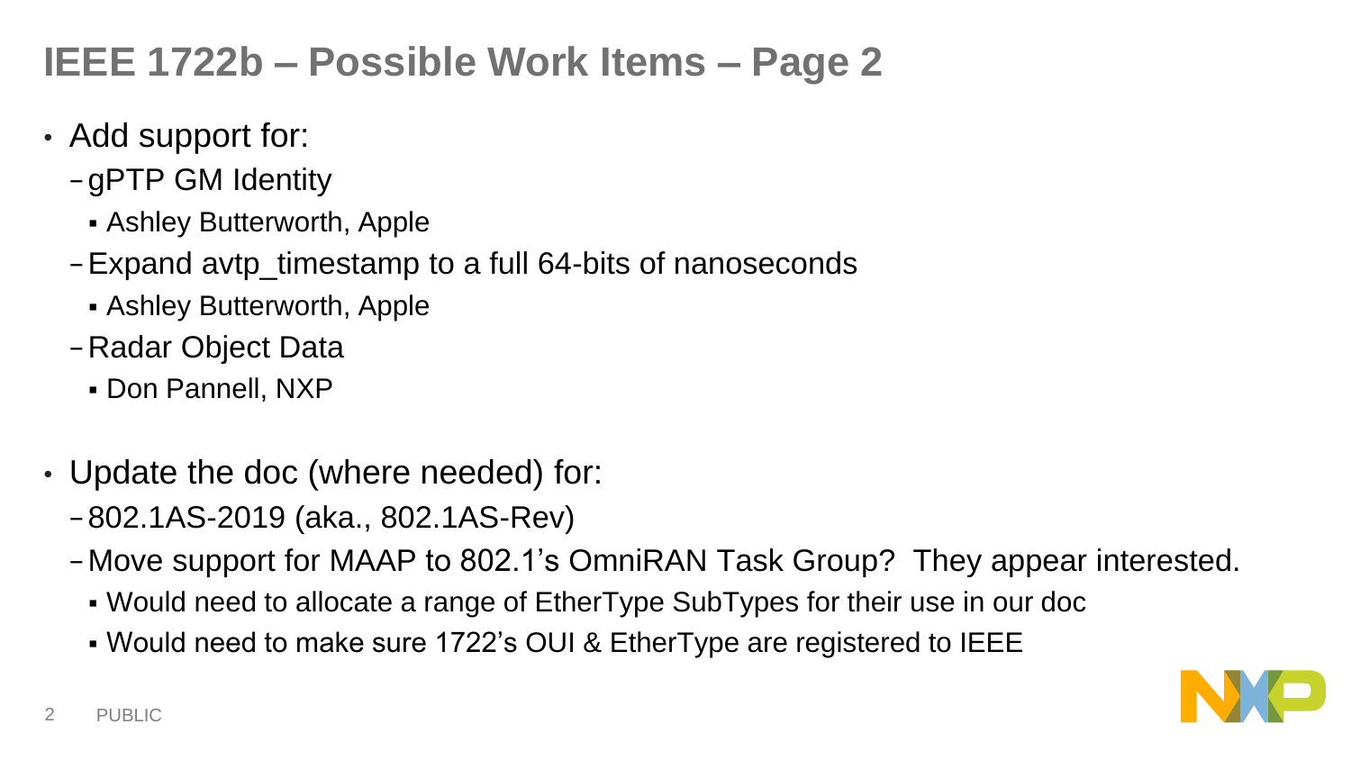# IEEE 1722b – Possible Work Items – Page 2

- Add support for:
  - gPTP GM Identity
    - Ashley Butterworth, Apple
  - Expand avtp_timestamp to a full 64-bits of nanoseconds
    - Ashley Butterworth, Apple
  - Radar Object Data
    - Don Pannell, NXP

- Update the doc (where needed) for:
  - 802.1AS-2019 (aka., 802.1AS-Rev)
  - Move support for MAAP to 802.1's OmniRAN Task Group? They appear interested.
    - Would need to allocate a range of EtherType SubTypes for their use in our doc
    - Would need to make sure 1722's OUI & EtherType are registered to IEEE

PUBLIC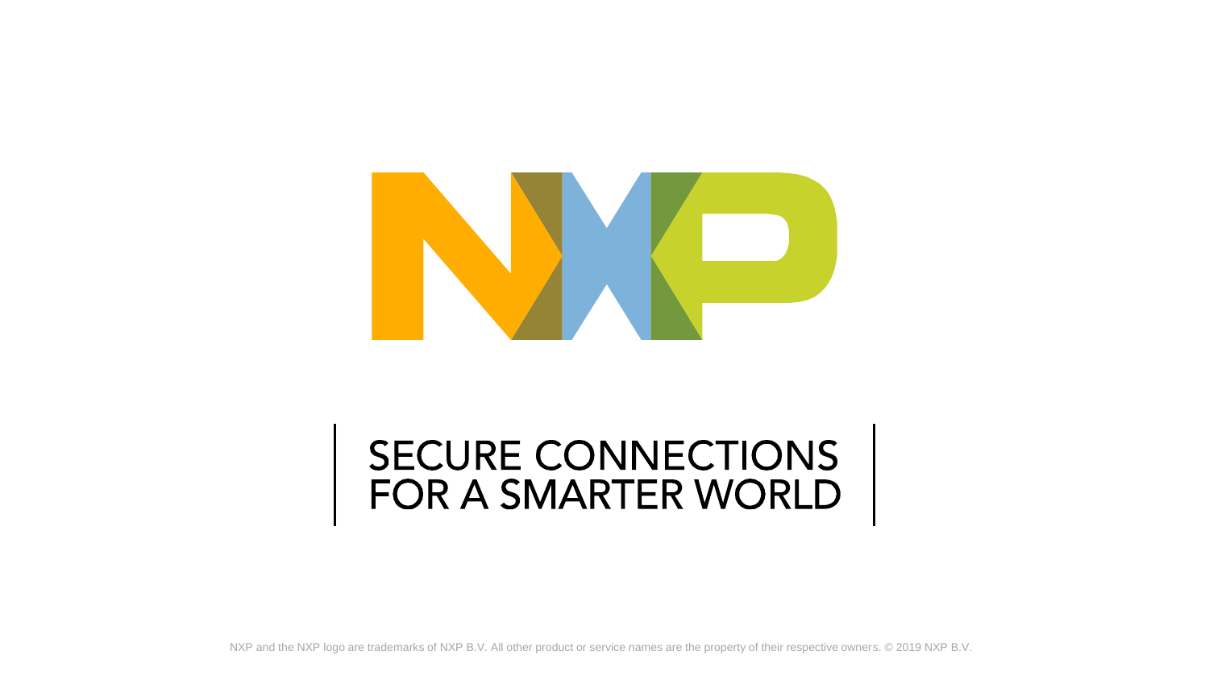SECURE CONNECTIONS
FOR A SMARTER WORLD

NXP and the NXP logo are trademarks of NXP B.V. All other product or service names are the property of their respective owners. © 2019 NXP B.V.